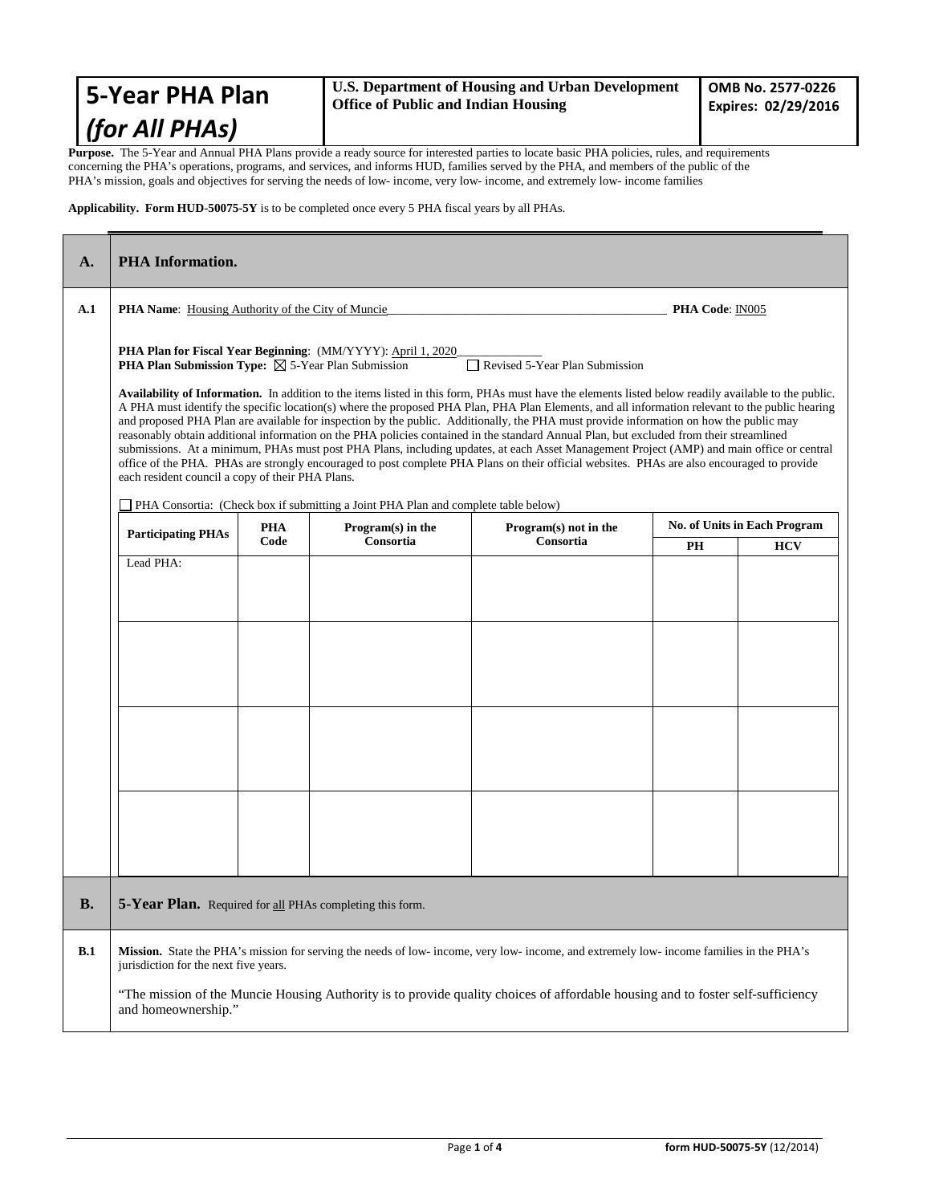# 5-Year PHA Plan *(for All PHAs)*

**U.S. Department of Housing and Urban Development Office of Public and Indian Housing**

**OMB No. 2577-0226 Expires: 02/29/2016**

**Purpose.** The 5-Year and Annual PHA Plans provide a ready source for interested parties to locate basic PHA policies, rules, and requirements concerning the PHA's operations, programs, and services, and informs HUD, families served by the PHA, and members of the public of the PHA's mission, goals and objectives for serving the needs of low- income, very low- income, and extremely low- income families

**Applicability. Form HUD-50075-5Y** is to be completed once every 5 PHA fiscal years by all PHAs.

## A. PHA Information.

**A.1**

**PHA Name**: Housing Authority of the City of Muncie **PHA Code**: IN005

**PHA Plan for Fiscal Year Beginning**: (MM/YYYY): April 1, 2020

**PHA Plan Submission Type:** ☒ 5-Year Plan Submission ☐ Revised 5-Year Plan Submission

**Availability of Information.** In addition to the items listed in this form, PHAs must have the elements listed below readily available to the public. A PHA must identify the specific location(s) where the proposed PHA Plan, PHA Plan Elements, and all information relevant to the public hearing and proposed PHA Plan are available for inspection by the public. Additionally, the PHA must provide information on how the public may reasonably obtain additional information on the PHA policies contained in the standard Annual Plan, but excluded from their streamlined submissions. At a minimum, PHAs must post PHA Plans, including updates, at each Asset Management Project (AMP) and main office or central office of the PHA. PHAs are strongly encouraged to post complete PHA Plans on their official websites. PHAs are also encouraged to provide each resident council a copy of their PHA Plans.

☐ PHA Consortia: (Check box if submitting a Joint PHA Plan and complete table below)

| Participating PHAs | PHA Code | Program(s) in the Consortia | Program(s) not in the Consortia | No. of Units in Each Program | |
|---|---|---|---|---|---|
| | | | | PH | HCV |
| Lead PHA: | | | | | |
| | | | | | |
| | | | | | |
| | | | | | |

## B. 5-Year Plan. Required for all PHAs completing this form.

**B.1**

**Mission.** State the PHA's mission for serving the needs of low- income, very low- income, and extremely low- income families in the PHA's jurisdiction for the next five years.

"The mission of the Muncie Housing Authority is to provide quality choices of affordable housing and to foster self-sufficiency and homeownership."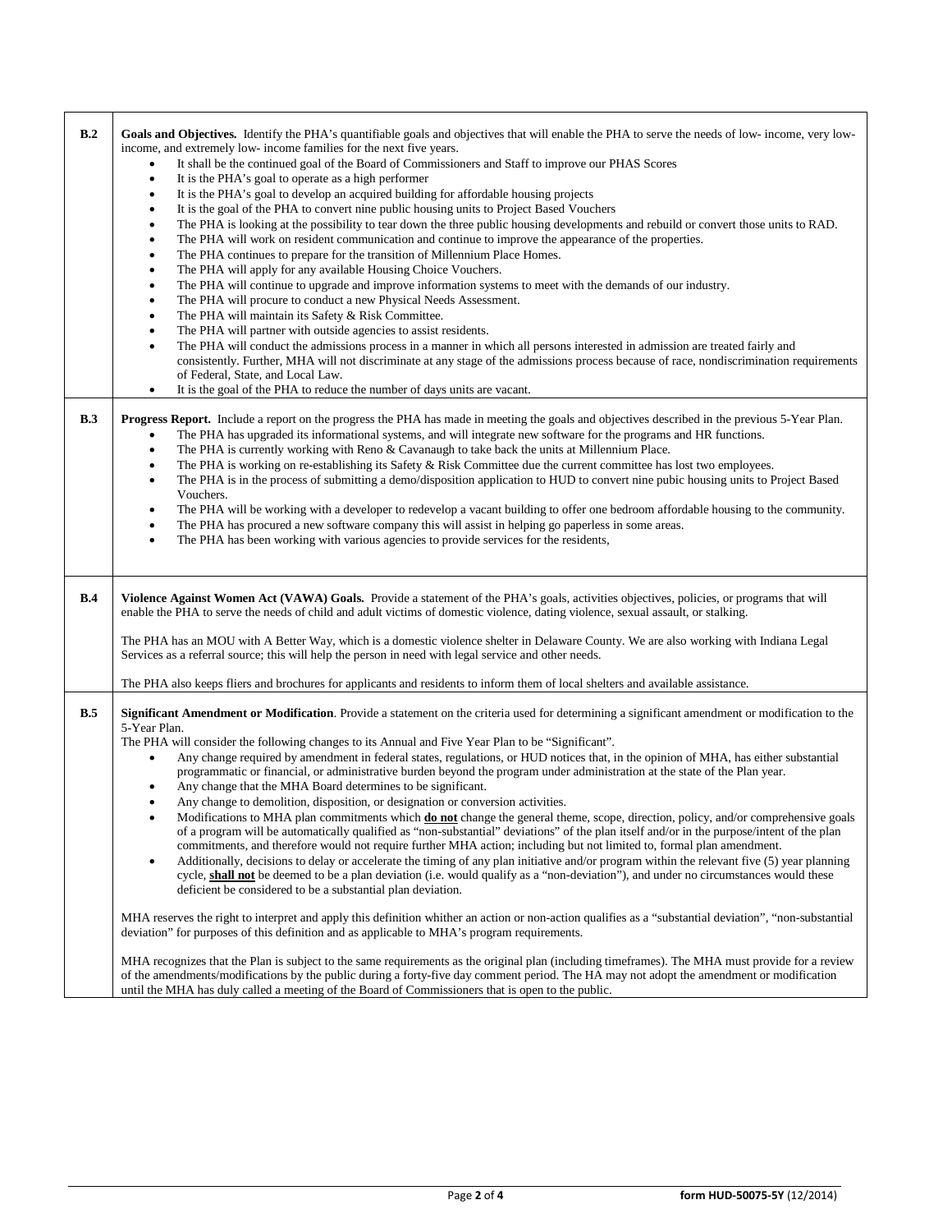| | |
|---|---|
| **B.2** | **Goals and Objectives.** Identify the PHA's quantifiable goals and objectives that will enable the PHA to serve the needs of low- income, very low-income, and extremely low- income families for the next five years.<br>• It shall be the continued goal of the Board of Commissioners and Staff to improve our PHAS Scores<br>• It is the PHA's goal to operate as a high performer<br>• It is the PHA's goal to develop an acquired building for affordable housing projects<br>• It is the goal of the PHA to convert nine public housing units to Project Based Vouchers<br>• The PHA is looking at the possibility to tear down the three public housing developments and rebuild or convert those units to RAD.<br>• The PHA will work on resident communication and continue to improve the appearance of the properties.<br>• The PHA continues to prepare for the transition of Millennium Place Homes.<br>• The PHA will apply for any available Housing Choice Vouchers.<br>• The PHA will continue to upgrade and improve information systems to meet with the demands of our industry.<br>• The PHA will procure to conduct a new Physical Needs Assessment.<br>• The PHA will maintain its Safety & Risk Committee.<br>• The PHA will partner with outside agencies to assist residents.<br>• The PHA will conduct the admissions process in a manner in which all persons interested in admission are treated fairly and consistently. Further, MHA will not discriminate at any stage of the admissions process because of race, nondiscrimination requirements of Federal, State, and Local Law.<br>• It is the goal of the PHA to reduce the number of days units are vacant. |
| **B.3** | **Progress Report.** Include a report on the progress the PHA has made in meeting the goals and objectives described in the previous 5-Year Plan.<br>• The PHA has upgraded its informational systems, and will integrate new software for the programs and HR functions.<br>• The PHA is currently working with Reno & Cavanaugh to take back the units at Millennium Place.<br>• The PHA is working on re-establishing its Safety & Risk Committee due the current committee has lost two employees.<br>• The PHA is in the process of submitting a demo/disposition application to HUD to convert nine pubic housing units to Project Based Vouchers.<br>• The PHA will be working with a developer to redevelop a vacant building to offer one bedroom affordable housing to the community.<br>• The PHA has procured a new software company this will assist in helping go paperless in some areas.<br>• The PHA has been working with various agencies to provide services for the residents, |
| **B.4** | **Violence Against Women Act (VAWA) Goals.** Provide a statement of the PHA's goals, activities objectives, policies, or programs that will enable the PHA to serve the needs of child and adult victims of domestic violence, dating violence, sexual assault, or stalking.<br><br>The PHA has an MOU with A Better Way, which is a domestic violence shelter in Delaware County. We are also working with Indiana Legal Services as a referral source; this will help the person in need with legal service and other needs.<br><br>The PHA also keeps fliers and brochures for applicants and residents to inform them of local shelters and available assistance. |
| **B.5** | **Significant Amendment or Modification**. Provide a statement on the criteria used for determining a significant amendment or modification to the 5-Year Plan.<br>The PHA will consider the following changes to its Annual and Five Year Plan to be "Significant".<br>• Any change required by amendment in federal states, regulations, or HUD notices that, in the opinion of MHA, has either substantial programmatic or financial, or administrative burden beyond the program under administration at the state of the Plan year.<br>• Any change that the MHA Board determines to be significant.<br>• Any change to demolition, disposition, or designation or conversion activities.<br>• Modifications to MHA plan commitments which **<u>do not</u>** change the general theme, scope, direction, policy, and/or comprehensive goals of a program will be automatically qualified as "non-substantial" deviations" of the plan itself and/or in the purpose/intent of the plan commitments, and therefore would not require further MHA action; including but not limited to, formal plan amendment.<br>• Additionally, decisions to delay or accelerate the timing of any plan initiative and/or program within the relevant five (5) year planning cycle, **<u>shall not</u>** be deemed to be a plan deviation (i.e. would qualify as a "non-deviation"), and under no circumstances would these deficient be considered to be a substantial plan deviation.<br><br>MHA reserves the right to interpret and apply this definition whither an action or non-action qualifies as a "substantial deviation", "non-substantial deviation" for purposes of this definition and as applicable to MHA's program requirements.<br><br>MHA recognizes that the Plan is subject to the same requirements as the original plan (including timeframes). The MHA must provide for a review of the amendments/modifications by the public during a forty-five day comment period. The HA may not adopt the amendment or modification until the MHA has duly called a meeting of the Board of Commissioners that is open to the public. |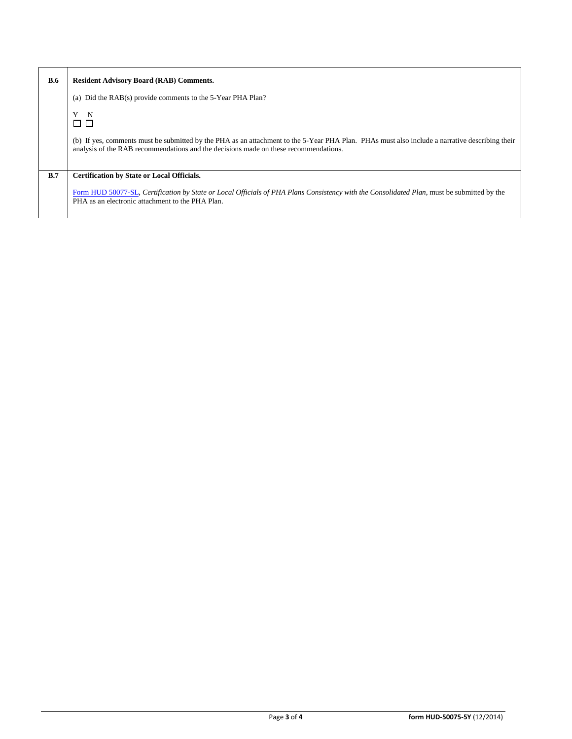| | |
|---|---|
| **B.6** | **Resident Advisory Board (RAB) Comments.**<br><br>(a) Did the RAB(s) provide comments to the 5-Year PHA Plan?<br><br>Y N<br>☐ ☐<br><br>(b) If yes, comments must be submitted by the PHA as an attachment to the 5-Year PHA Plan. PHAs must also include a narrative describing their analysis of the RAB recommendations and the decisions made on these recommendations. |
| **B.7** | **Certification by State or Local Officials.**<br><br>Form HUD 50077-SL, *Certification by State or Local Officials of PHA Plans Consistency with the Consolidated Plan,* must be submitted by the PHA as an electronic attachment to the PHA Plan. |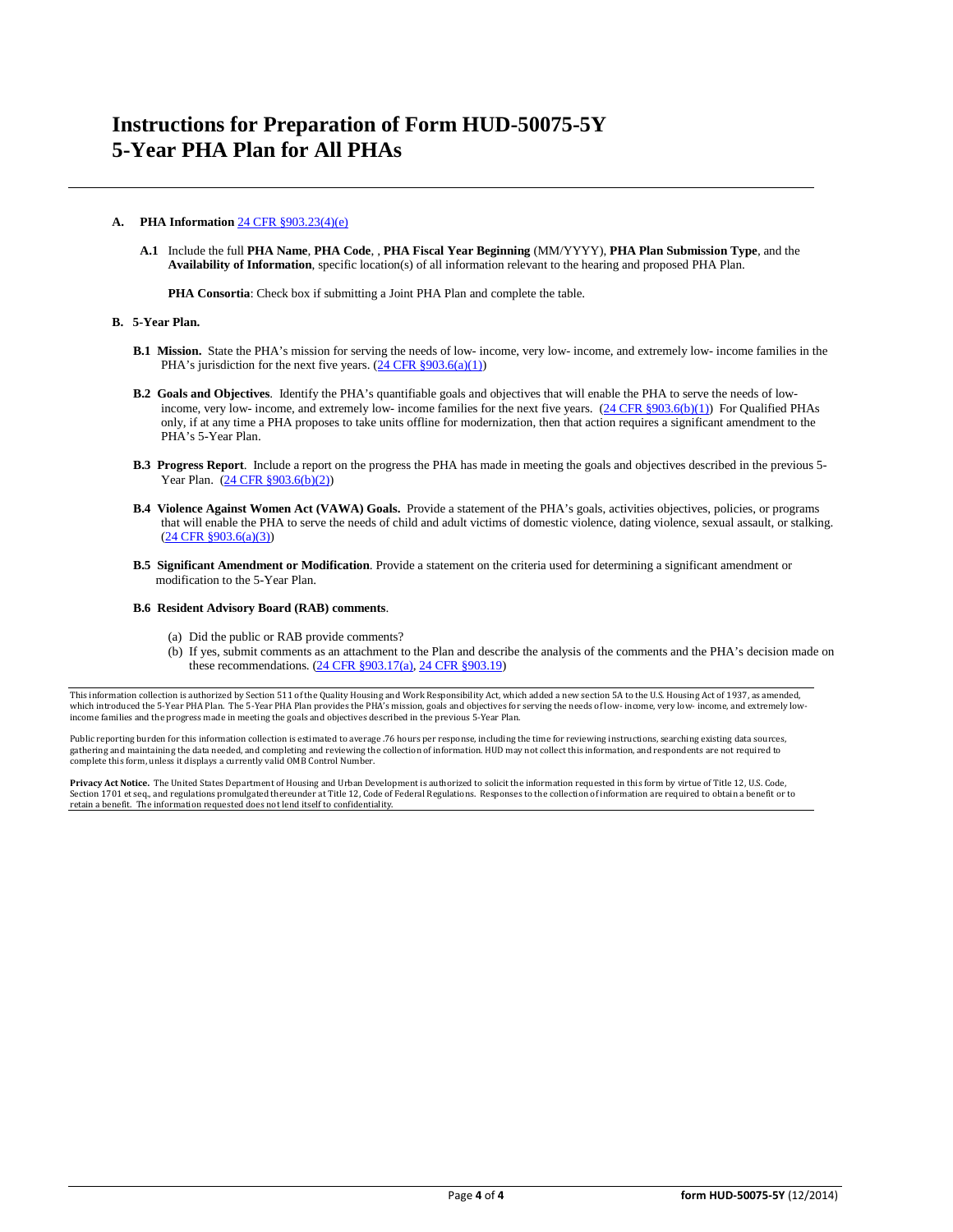# Instructions for Preparation of Form HUD-50075-5Y
# 5-Year PHA Plan for All PHAs

**A. PHA Information** 24 CFR §903.23(4)(e)

**A.1** Include the full **PHA Name**, **PHA Code**, , **PHA Fiscal Year Beginning** (MM/YYYY), **PHA Plan Submission Type**, and the **Availability of Information**, specific location(s) of all information relevant to the hearing and proposed PHA Plan.

**PHA Consortia**: Check box if submitting a Joint PHA Plan and complete the table.

**B. 5-Year Plan.**

**B.1 Mission.** State the PHA's mission for serving the needs of low- income, very low- income, and extremely low- income families in the PHA's jurisdiction for the next five years. (24 CFR §903.6(a)(1))

**B.2 Goals and Objectives**. Identify the PHA's quantifiable goals and objectives that will enable the PHA to serve the needs of low- income, very low- income, and extremely low- income families for the next five years. (24 CFR §903.6(b)(1)) For Qualified PHAs only, if at any time a PHA proposes to take units offline for modernization, then that action requires a significant amendment to the PHA's 5-Year Plan.

**B.3 Progress Report**. Include a report on the progress the PHA has made in meeting the goals and objectives described in the previous 5-Year Plan. (24 CFR §903.6(b)(2))

**B.4 Violence Against Women Act (VAWA) Goals.** Provide a statement of the PHA's goals, activities objectives, policies, or programs that will enable the PHA to serve the needs of child and adult victims of domestic violence, dating violence, sexual assault, or stalking. (24 CFR §903.6(a)(3))

**B.5 Significant Amendment or Modification**. Provide a statement on the criteria used for determining a significant amendment or modification to the 5-Year Plan.

**B.6 Resident Advisory Board (RAB) comments**.

(a) Did the public or RAB provide comments?

(b) If yes, submit comments as an attachment to the Plan and describe the analysis of the comments and the PHA's decision made on these recommendations. (24 CFR §903.17(a), 24 CFR §903.19)

---

This information collection is authorized by Section 511 of the Quality Housing and Work Responsibility Act, which added a new section 5A to the U.S. Housing Act of 1937, as amended, which introduced the 5-Year PHA Plan. The 5-Year PHA Plan provides the PHA's mission, goals and objectives for serving the needs of low- income, very low- income, and extremely low-income families and the progress made in meeting the goals and objectives described in the previous 5-Year Plan.

Public reporting burden for this information collection is estimated to average .76 hours per response, including the time for reviewing instructions, searching existing data sources, gathering and maintaining the data needed, and completing and reviewing the collection of information. HUD may not collect this information, and respondents are not required to complete this form, unless it displays a currently valid OMB Control Number.

**Privacy Act Notice.** The United States Department of Housing and Urban Development is authorized to solicit the information requested in this form by virtue of Title 12, U.S. Code, Section 1701 et seq., and regulations promulgated thereunder at Title 12, Code of Federal Regulations. Responses to the collection of information are required to obtain a benefit or to retain a benefit. The information requested does not lend itself to confidentiality.